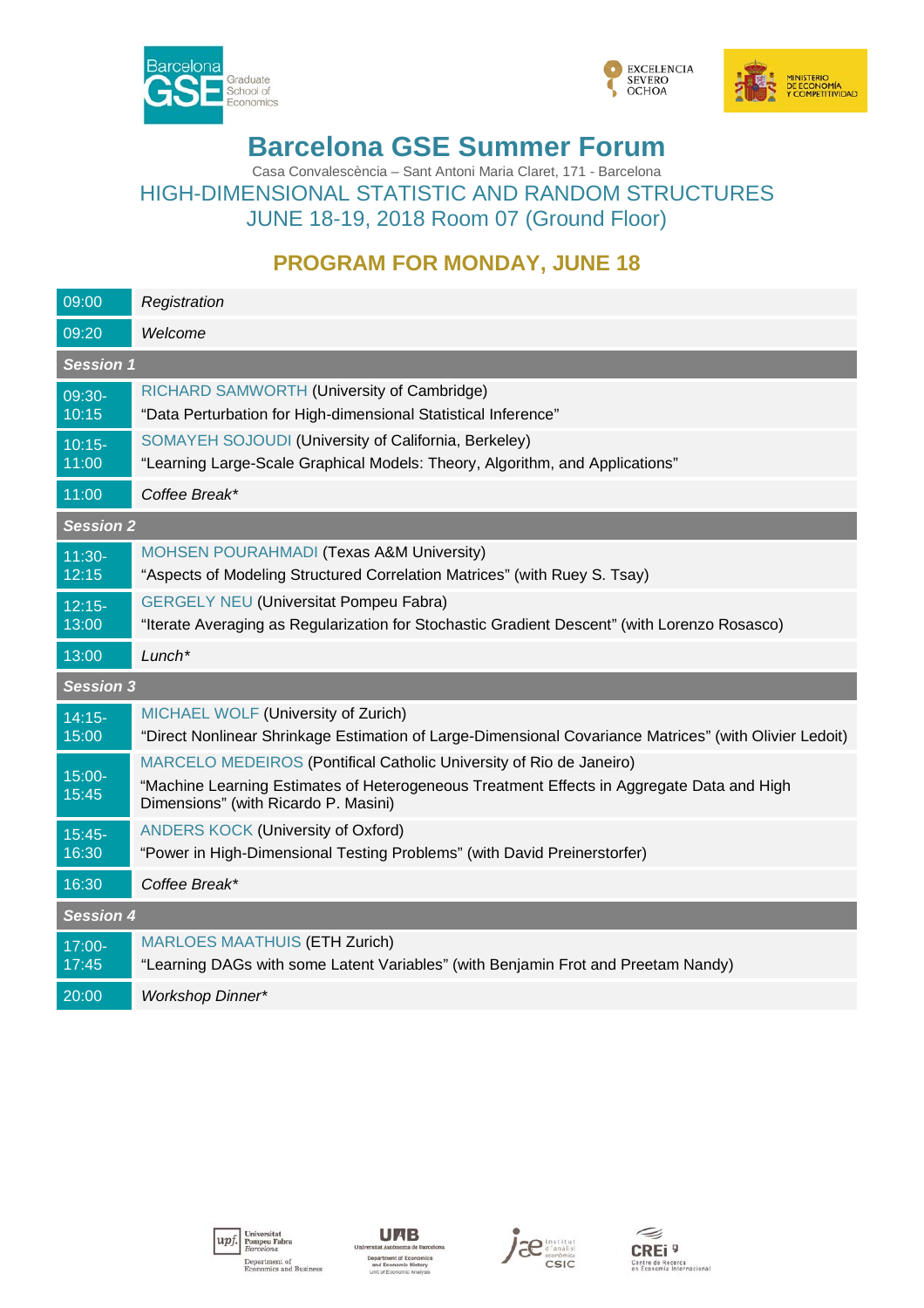# Barcelona GSE Summer Forum

Casa Convalescència – Sant Antoni Maria Claret, 171 - Barcelona

HIGH-DIMENSIONAL STATISTIC AND RANDOM STRUCTURES

JUNE 18-19, 2018 Room 07 (Ground Floor)

## PROGRAM FOR MONDAY, JUNE 18

| Time | Program |
|---|---|
| 09:00 | *Registration* |
| 09:20 | *Welcome* |
| ***Session 1*** | |
| 09:30-10:15 | RICHARD SAMWORTH (University of Cambridge)<br>“Data Perturbation for High-dimensional Statistical Inference” |
| 10:15-11:00 | SOMAYEH SOJOUDI (University of California, Berkeley)<br>“Learning Large-Scale Graphical Models: Theory, Algorithm, and Applications” |
| 11:00 | *Coffee Break\** |
| ***Session 2*** | |
| 11:30-12:15 | MOHSEN POURAHMADI (Texas A&M University)<br>“Aspects of Modeling Structured Correlation Matrices” (with Ruey S. Tsay) |
| 12:15-13:00 | GERGELY NEU (Universitat Pompeu Fabra)<br>“Iterate Averaging as Regularization for Stochastic Gradient Descent” (with Lorenzo Rosasco) |
| 13:00 | *Lunch\** |
| ***Session 3*** | |
| 14:15-15:00 | MICHAEL WOLF (University of Zurich)<br>“Direct Nonlinear Shrinkage Estimation of Large-Dimensional Covariance Matrices” (with Olivier Ledoit) |
| 15:00-15:45 | MARCELO MEDEIROS (Pontifical Catholic University of Rio de Janeiro)<br>“Machine Learning Estimates of Heterogeneous Treatment Effects in Aggregate Data and High Dimensions” (with Ricardo P. Masini) |
| 15:45-16:30 | ANDERS KOCK (University of Oxford)<br>“Power in High-Dimensional Testing Problems” (with David Preinerstorfer) |
| 16:30 | *Coffee Break\** |
| ***Session 4*** | |
| 17:00-17:45 | MARLOES MAATHUIS (ETH Zurich)<br>“Learning DAGs with some Latent Variables” (with Benjamin Frot and Preetam Nandy) |
| 20:00 | *Workshop Dinner\** |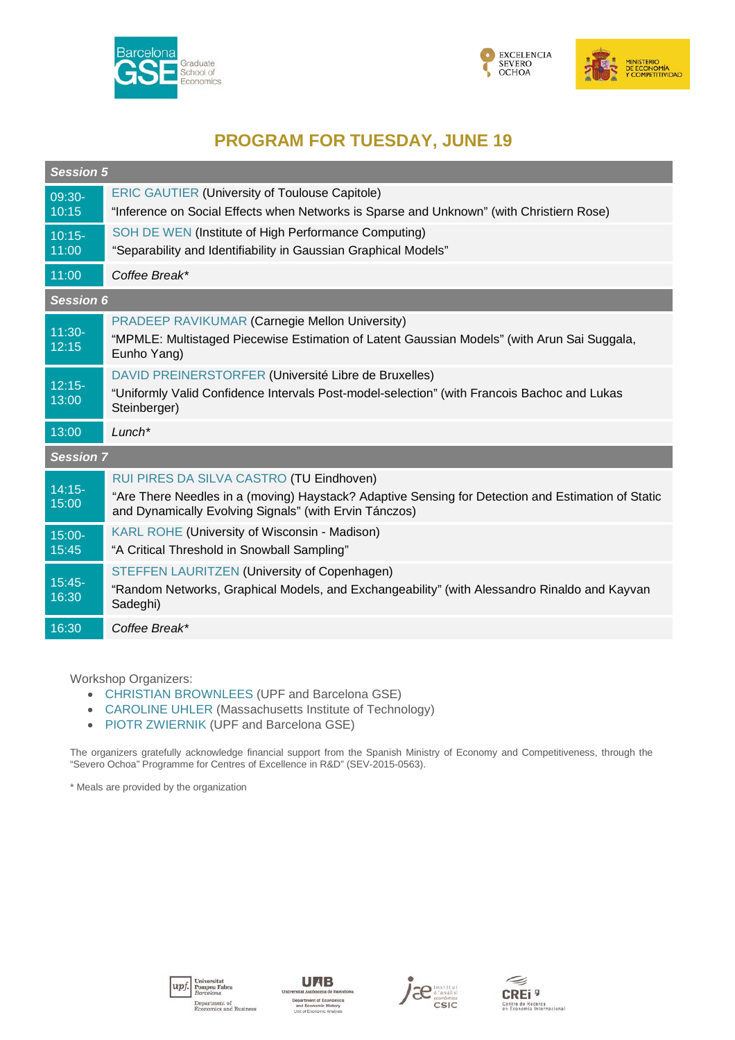# PROGRAM FOR TUESDAY, JUNE 19

| Session 5 | |
|---|---|
| 09:30-10:15 | ERIC GAUTIER (University of Toulouse Capitole)<br>"Inference on Social Effects when Networks is Sparse and Unknown" (with Christiern Rose) |
| 10:15-11:00 | SOH DE WEN (Institute of High Performance Computing)<br>"Separability and Identifiability in Gaussian Graphical Models" |
| 11:00 | *Coffee Break** |
| **Session 6** | |
| 11:30-12:15 | PRADEEP RAVIKUMAR (Carnegie Mellon University)<br>"MPMLE: Multistaged Piecewise Estimation of Latent Gaussian Models" (with Arun Sai Suggala, Eunho Yang) |
| 12:15-13:00 | DAVID PREINERSTORFER (Université Libre de Bruxelles)<br>"Uniformly Valid Confidence Intervals Post-model-selection" (with Francois Bachoc and Lukas Steinberger) |
| 13:00 | *Lunch** |
| **Session 7** | |
| 14:15-15:00 | RUI PIRES DA SILVA CASTRO (TU Eindhoven)<br>"Are There Needles in a (moving) Haystack? Adaptive Sensing for Detection and Estimation of Static and Dynamically Evolving Signals" (with Ervin Tánczos) |
| 15:00-15:45 | KARL ROHE (University of Wisconsin - Madison)<br>"A Critical Threshold in Snowball Sampling" |
| 15:45-16:30 | STEFFEN LAURITZEN (University of Copenhagen)<br>"Random Networks, Graphical Models, and Exchangeability" (with Alessandro Rinaldo and Kayvan Sadeghi) |
| 16:30 | *Coffee Break** |

Workshop Organizers:

- CHRISTIAN BROWNLEES (UPF and Barcelona GSE)
- CAROLINE UHLER (Massachusetts Institute of Technology)
- PIOTR ZWIERNIK (UPF and Barcelona GSE)

The organizers gratefully acknowledge financial support from the Spanish Ministry of Economy and Competitiveness, through the "Severo Ochoa" Programme for Centres of Excellence in R&D" (SEV-2015-0563).

* Meals are provided by the organization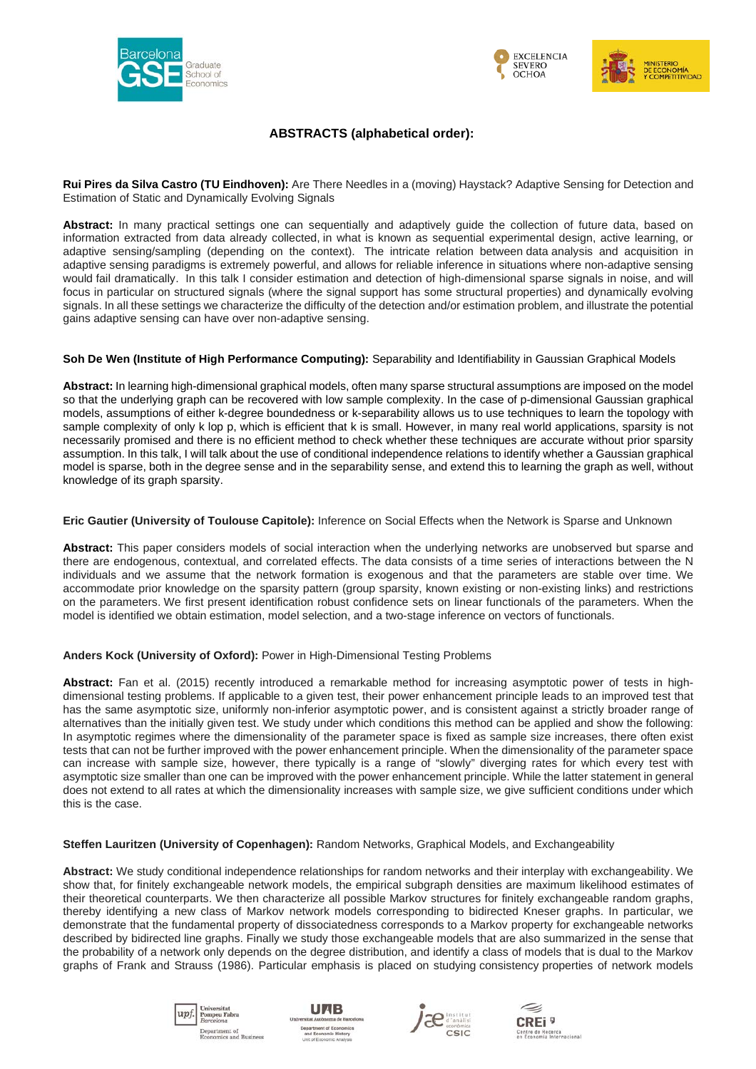## ABSTRACTS (alphabetical order):

**Rui Pires da Silva Castro (TU Eindhoven):** Are There Needles in a (moving) Haystack? Adaptive Sensing for Detection and Estimation of Static and Dynamically Evolving Signals

**Abstract:** In many practical settings one can sequentially and adaptively guide the collection of future data, based on information extracted from data already collected, in what is known as sequential experimental design, active learning, or adaptive sensing/sampling (depending on the context). The intricate relation between data analysis and acquisition in adaptive sensing paradigms is extremely powerful, and allows for reliable inference in situations where non-adaptive sensing would fail dramatically. In this talk I consider estimation and detection of high-dimensional sparse signals in noise, and will focus in particular on structured signals (where the signal support has some structural properties) and dynamically evolving signals. In all these settings we characterize the difficulty of the detection and/or estimation problem, and illustrate the potential gains adaptive sensing can have over non-adaptive sensing.

**Soh De Wen (Institute of High Performance Computing):** Separability and Identifiability in Gaussian Graphical Models

**Abstract:** In learning high-dimensional graphical models, often many sparse structural assumptions are imposed on the model so that the underlying graph can be recovered with low sample complexity. In the case of p-dimensional Gaussian graphical models, assumptions of either k-degree boundedness or k-separability allows us to use techniques to learn the topology with sample complexity of only k lop p, which is efficient that k is small. However, in many real world applications, sparsity is not necessarily promised and there is no efficient method to check whether these techniques are accurate without prior sparsity assumption. In this talk, I will talk about the use of conditional independence relations to identify whether a Gaussian graphical model is sparse, both in the degree sense and in the separability sense, and extend this to learning the graph as well, without knowledge of its graph sparsity.

**Eric Gautier (University of Toulouse Capitole):** Inference on Social Effects when the Network is Sparse and Unknown

**Abstract:** This paper considers models of social interaction when the underlying networks are unobserved but sparse and there are endogenous, contextual, and correlated effects. The data consists of a time series of interactions between the N individuals and we assume that the network formation is exogenous and that the parameters are stable over time. We accommodate prior knowledge on the sparsity pattern (group sparsity, known existing or non-existing links) and restrictions on the parameters. We first present identification robust confidence sets on linear functionals of the parameters. When the model is identified we obtain estimation, model selection, and a two-stage inference on vectors of functionals.

**Anders Kock (University of Oxford):** Power in High-Dimensional Testing Problems

**Abstract:** Fan et al. (2015) recently introduced a remarkable method for increasing asymptotic power of tests in high-dimensional testing problems. If applicable to a given test, their power enhancement principle leads to an improved test that has the same asymptotic size, uniformly non-inferior asymptotic power, and is consistent against a strictly broader range of alternatives than the initially given test. We study under which conditions this method can be applied and show the following: In asymptotic regimes where the dimensionality of the parameter space is fixed as sample size increases, there often exist tests that can not be further improved with the power enhancement principle. When the dimensionality of the parameter space can increase with sample size, however, there typically is a range of "slowly" diverging rates for which every test with asymptotic size smaller than one can be improved with the power enhancement principle. While the latter statement in general does not extend to all rates at which the dimensionality increases with sample size, we give sufficient conditions under which this is the case.

**Steffen Lauritzen (University of Copenhagen):** Random Networks, Graphical Models, and Exchangeability

**Abstract:** We study conditional independence relationships for random networks and their interplay with exchangeability. We show that, for finitely exchangeable network models, the empirical subgraph densities are maximum likelihood estimates of their theoretical counterparts. We then characterize all possible Markov structures for finitely exchangeable random graphs, thereby identifying a new class of Markov network models corresponding to bidirected Kneser graphs. In particular, we demonstrate that the fundamental property of dissociatedness corresponds to a Markov property for exchangeable networks described by bidirected line graphs. Finally we study those exchangeable models that are also summarized in the sense that the probability of a network only depends on the degree distribution, and identify a class of models that is dual to the Markov graphs of Frank and Strauss (1986). Particular emphasis is placed on studying consistency properties of network models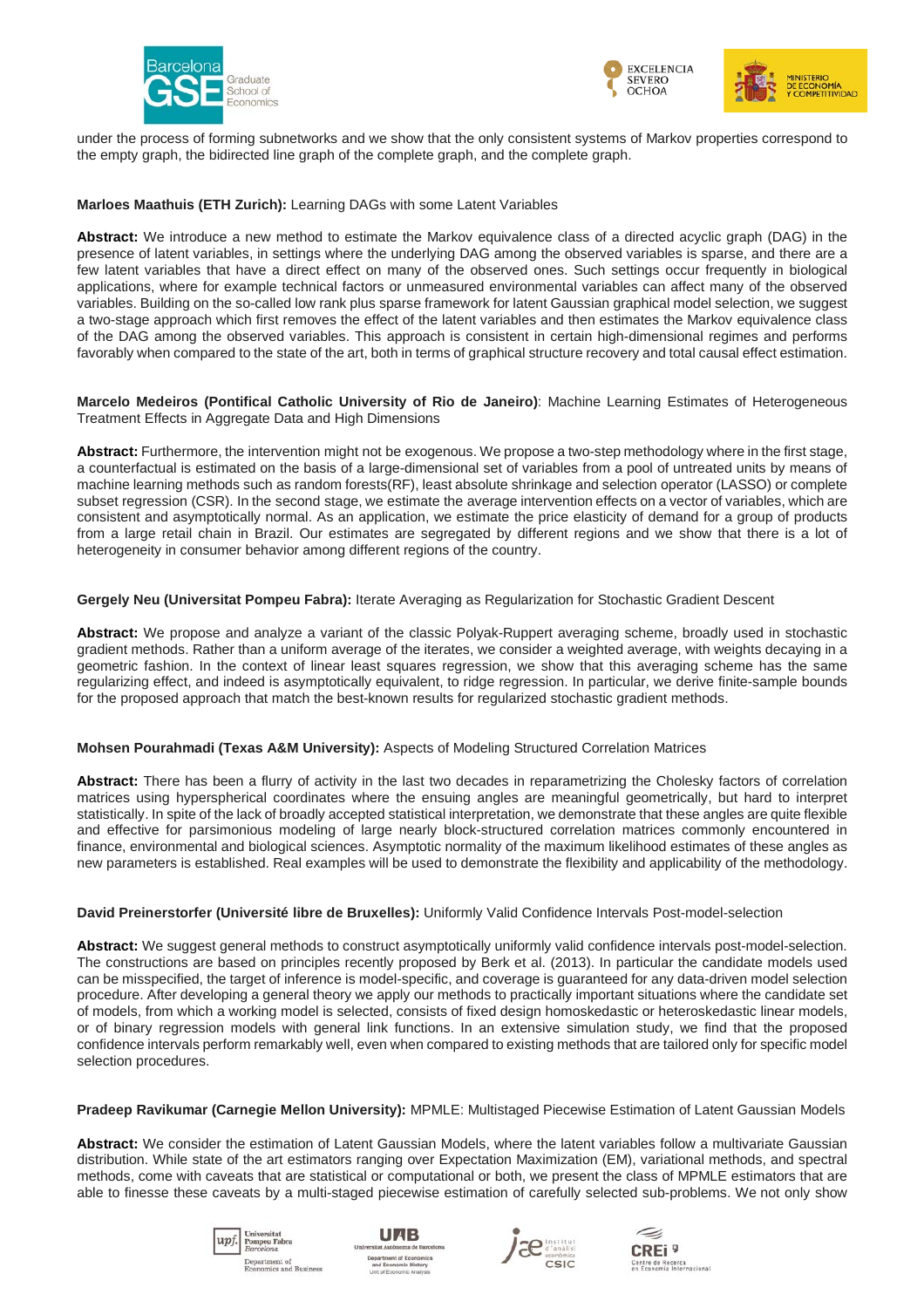under the process of forming subnetworks and we show that the only consistent systems of Markov properties correspond to the empty graph, the bidirected line graph of the complete graph, and the complete graph.

**Marloes Maathuis (ETH Zurich):** Learning DAGs with some Latent Variables

**Abstract:** We introduce a new method to estimate the Markov equivalence class of a directed acyclic graph (DAG) in the presence of latent variables, in settings where the underlying DAG among the observed variables is sparse, and there are a few latent variables that have a direct effect on many of the observed ones. Such settings occur frequently in biological applications, where for example technical factors or unmeasured environmental variables can affect many of the observed variables. Building on the so-called low rank plus sparse framework for latent Gaussian graphical model selection, we suggest a two-stage approach which first removes the effect of the latent variables and then estimates the Markov equivalence class of the DAG among the observed variables. This approach is consistent in certain high-dimensional regimes and performs favorably when compared to the state of the art, both in terms of graphical structure recovery and total causal effect estimation.

**Marcelo Medeiros (Pontifical Catholic University of Rio de Janeiro)**: Machine Learning Estimates of Heterogeneous Treatment Effects in Aggregate Data and High Dimensions

**Abstract:** Furthermore, the intervention might not be exogenous. We propose a two-step methodology where in the first stage, a counterfactual is estimated on the basis of a large-dimensional set of variables from a pool of untreated units by means of machine learning methods such as random forests(RF), least absolute shrinkage and selection operator (LASSO) or complete subset regression (CSR). In the second stage, we estimate the average intervention effects on a vector of variables, which are consistent and asymptotically normal. As an application, we estimate the price elasticity of demand for a group of products from a large retail chain in Brazil. Our estimates are segregated by different regions and we show that there is a lot of heterogeneity in consumer behavior among different regions of the country.

**Gergely Neu (Universitat Pompeu Fabra):** Iterate Averaging as Regularization for Stochastic Gradient Descent

**Abstract:** We propose and analyze a variant of the classic Polyak-Ruppert averaging scheme, broadly used in stochastic gradient methods. Rather than a uniform average of the iterates, we consider a weighted average, with weights decaying in a geometric fashion. In the context of linear least squares regression, we show that this averaging scheme has the same regularizing effect, and indeed is asymptotically equivalent, to ridge regression. In particular, we derive finite-sample bounds for the proposed approach that match the best-known results for regularized stochastic gradient methods.

**Mohsen Pourahmadi (Texas A&M University):** Aspects of Modeling Structured Correlation Matrices

**Abstract:** There has been a flurry of activity in the last two decades in reparametrizing the Cholesky factors of correlation matrices using hyperspherical coordinates where the ensuing angles are meaningful geometrically, but hard to interpret statistically. In spite of the lack of broadly accepted statistical interpretation, we demonstrate that these angles are quite flexible and effective for parsimonious modeling of large nearly block-structured correlation matrices commonly encountered in finance, environmental and biological sciences. Asymptotic normality of the maximum likelihood estimates of these angles as new parameters is established. Real examples will be used to demonstrate the flexibility and applicability of the methodology.

**David Preinerstorfer (Université libre de Bruxelles):** Uniformly Valid Confidence Intervals Post-model-selection

**Abstract:** We suggest general methods to construct asymptotically uniformly valid confidence intervals post-model-selection. The constructions are based on principles recently proposed by Berk et al. (2013). In particular the candidate models used can be misspecified, the target of inference is model-specific, and coverage is guaranteed for any data-driven model selection procedure. After developing a general theory we apply our methods to practically important situations where the candidate set of models, from which a working model is selected, consists of fixed design homoskedastic or heteroskedastic linear models, or of binary regression models with general link functions. In an extensive simulation study, we find that the proposed confidence intervals perform remarkably well, even when compared to existing methods that are tailored only for specific model selection procedures.

**Pradeep Ravikumar (Carnegie Mellon University):** MPMLE: Multistaged Piecewise Estimation of Latent Gaussian Models

**Abstract:** We consider the estimation of Latent Gaussian Models, where the latent variables follow a multivariate Gaussian distribution. While state of the art estimators ranging over Expectation Maximization (EM), variational methods, and spectral methods, come with caveats that are statistical or computational or both, we present the class of MPMLE estimators that are able to finesse these caveats by a multi-staged piecewise estimation of carefully selected sub-problems. We not only show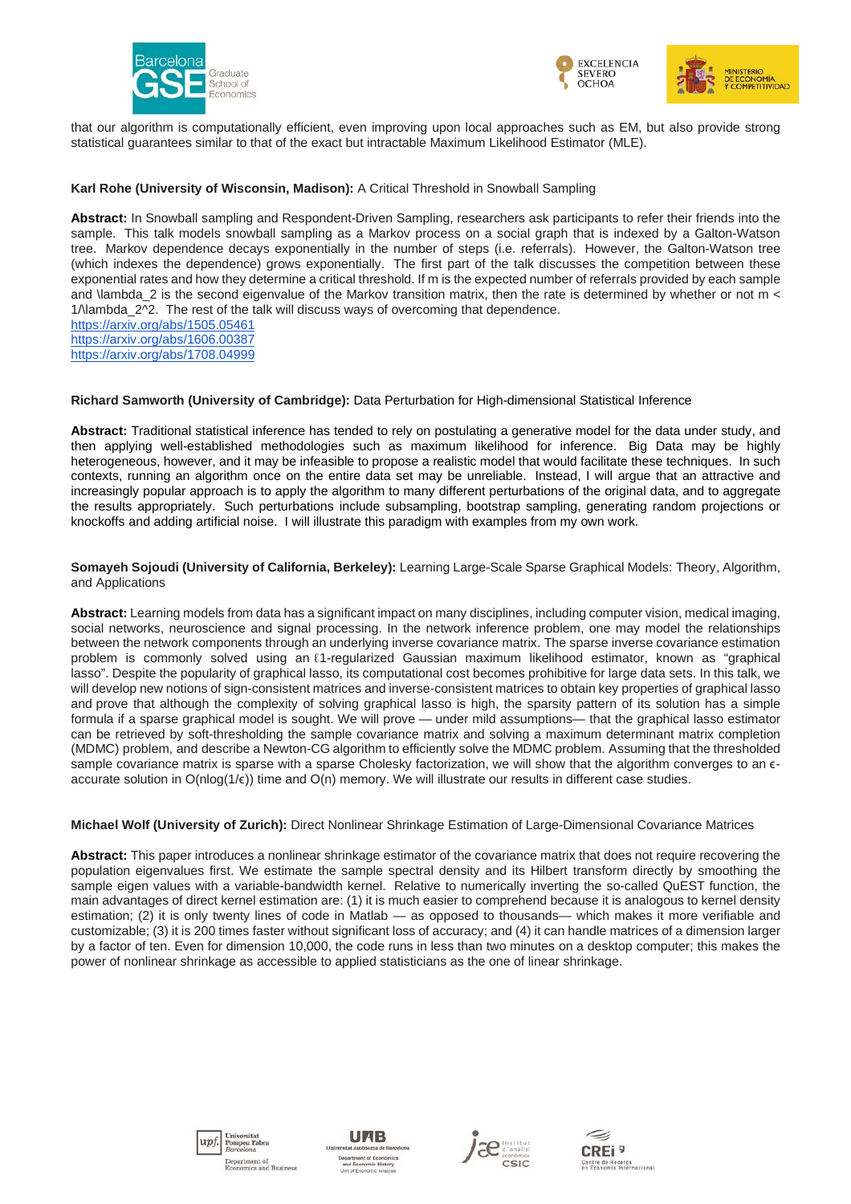that our algorithm is computationally efficient, even improving upon local approaches such as EM, but also provide strong statistical guarantees similar to that of the exact but intractable Maximum Likelihood Estimator (MLE).

**Karl Rohe (University of Wisconsin, Madison):** A Critical Threshold in Snowball Sampling

**Abstract:** In Snowball sampling and Respondent-Driven Sampling, researchers ask participants to refer their friends into the sample. This talk models snowball sampling as a Markov process on a social graph that is indexed by a Galton-Watson tree. Markov dependence decays exponentially in the number of steps (i.e. referrals). However, the Galton-Watson tree (which indexes the dependence) grows exponentially. The first part of the talk discusses the competition between these exponential rates and how they determine a critical threshold. If m is the expected number of referrals provided by each sample and \lambda_2 is the second eigenvalue of the Markov transition matrix, then the rate is determined by whether or not m < 1/\lambda_2^2. The rest of the talk will discuss ways of overcoming that dependence.
https://arxiv.org/abs/1505.05461
https://arxiv.org/abs/1606.00387
https://arxiv.org/abs/1708.04999

**Richard Samworth (University of Cambridge):** Data Perturbation for High-dimensional Statistical Inference

**Abstract:** Traditional statistical inference has tended to rely on postulating a generative model for the data under study, and then applying well-established methodologies such as maximum likelihood for inference. Big Data may be highly heterogeneous, however, and it may be infeasible to propose a realistic model that would facilitate these techniques. In such contexts, running an algorithm once on the entire data set may be unreliable. Instead, I will argue that an attractive and increasingly popular approach is to apply the algorithm to many different perturbations of the original data, and to aggregate the results appropriately. Such perturbations include subsampling, bootstrap sampling, generating random projections or knockoffs and adding artificial noise. I will illustrate this paradigm with examples from my own work.

**Somayeh Sojoudi (University of California, Berkeley):** Learning Large-Scale Sparse Graphical Models: Theory, Algorithm, and Applications

**Abstract:** Learning models from data has a significant impact on many disciplines, including computer vision, medical imaging, social networks, neuroscience and signal processing. In the network inference problem, one may model the relationships between the network components through an underlying inverse covariance matrix. The sparse inverse covariance estimation problem is commonly solved using an $\ell_1$-regularized Gaussian maximum likelihood estimator, known as "graphical lasso". Despite the popularity of graphical lasso, its computational cost becomes prohibitive for large data sets. In this talk, we will develop new notions of sign-consistent matrices and inverse-consistent matrices to obtain key properties of graphical lasso and prove that although the complexity of solving graphical lasso is high, the sparsity pattern of its solution has a simple formula if a sparse graphical model is sought. We will prove — under mild assumptions— that the graphical lasso estimator can be retrieved by soft-thresholding the sample covariance matrix and solving a maximum determinant matrix completion (MDMC) problem, and describe a Newton-CG algorithm to efficiently solve the MDMC problem. Assuming that the thresholded sample covariance matrix is sparse with a sparse Cholesky factorization, we will show that the algorithm converges to an $\epsilon$-accurate solution in $O(n\log(1/\epsilon))$ time and $O(n)$ memory. We will illustrate our results in different case studies.

**Michael Wolf (University of Zurich):** Direct Nonlinear Shrinkage Estimation of Large-Dimensional Covariance Matrices

**Abstract:** This paper introduces a nonlinear shrinkage estimator of the covariance matrix that does not require recovering the population eigenvalues first. We estimate the sample spectral density and its Hilbert transform directly by smoothing the sample eigen values with a variable-bandwidth kernel. Relative to numerically inverting the so-called QuEST function, the main advantages of direct kernel estimation are: (1) it is much easier to comprehend because it is analogous to kernel density estimation; (2) it is only twenty lines of code in Matlab — as opposed to thousands— which makes it more verifiable and customizable; (3) it is 200 times faster without significant loss of accuracy; and (4) it can handle matrices of a dimension larger by a factor of ten. Even for dimension 10,000, the code runs in less than two minutes on a desktop computer; this makes the power of nonlinear shrinkage as accessible to applied statisticians as the one of linear shrinkage.